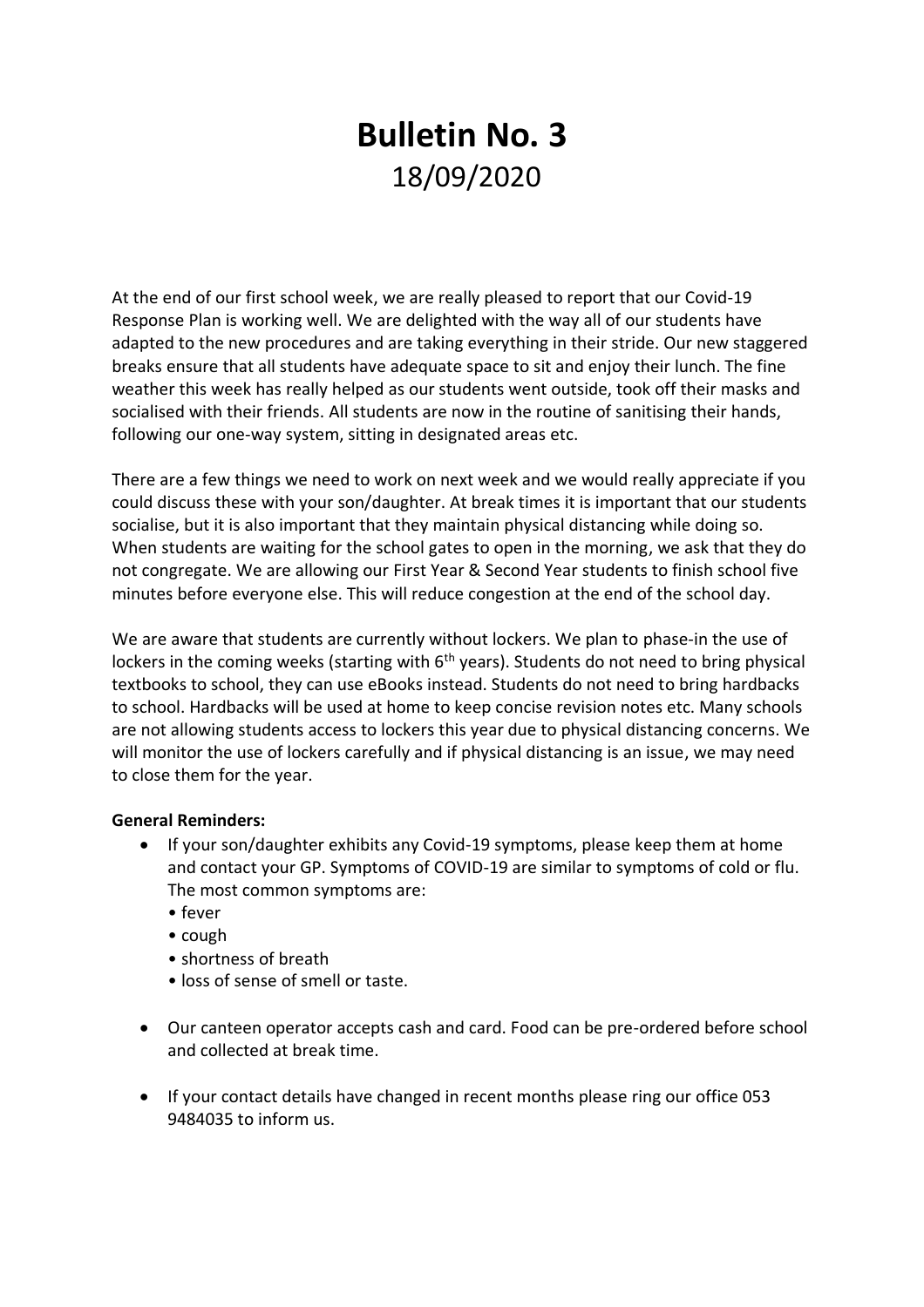# Bulletin No. 3

18/09/2020

At the end of our first school week, we are really pleased to report that our Covid-19 Response Plan is working well. We are delighted with the way all of our students have adapted to the new procedures and are taking everything in their stride. Our new staggered breaks ensure that all students have adequate space to sit and enjoy their lunch. The fine weather this week has really helped as our students went outside, took off their masks and socialised with their friends. All students are now in the routine of sanitising their hands, following our one-way system, sitting in designated areas etc.

There are a few things we need to work on next week and we would really appreciate if you could discuss these with your son/daughter. At break times it is important that our students socialise, but it is also important that they maintain physical distancing while doing so. When students are waiting for the school gates to open in the morning, we ask that they do not congregate. We are allowing our First Year & Second Year students to finish school five minutes before everyone else. This will reduce congestion at the end of the school day.

We are aware that students are currently without lockers. We plan to phase-in the use of lockers in the coming weeks (starting with 6th years). Students do not need to bring physical textbooks to school, they can use eBooks instead. Students do not need to bring hardbacks to school. Hardbacks will be used at home to keep concise revision notes etc. Many schools are not allowing students access to lockers this year due to physical distancing concerns. We will monitor the use of lockers carefully and if physical distancing is an issue, we may need to close them for the year.

**General Reminders:**

- If your son/daughter exhibits any Covid-19 symptoms, please keep them at home and contact your GP. Symptoms of COVID-19 are similar to symptoms of cold or flu. The most common symptoms are:
  - fever
  - cough
  - shortness of breath
  - loss of sense of smell or taste.
- Our canteen operator accepts cash and card. Food can be pre-ordered before school and collected at break time.
- If your contact details have changed in recent months please ring our office 053 9484035 to inform us.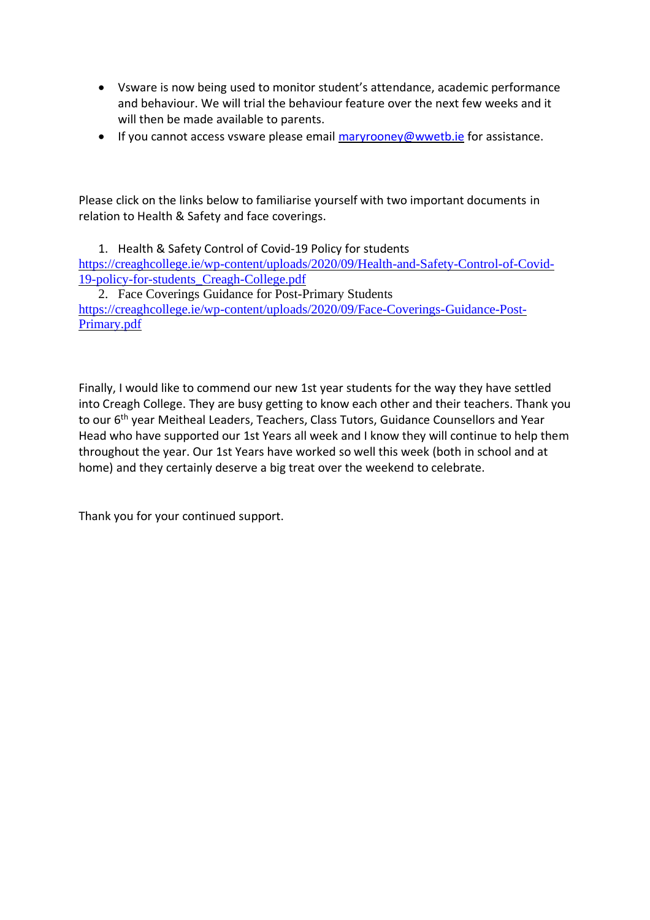- Vsware is now being used to monitor student's attendance, academic performance and behaviour. We will trial the behaviour feature over the next few weeks and it will then be made available to parents.
- If you cannot access vsware please email maryrooney@wwetb.ie for assistance.

Please click on the links below to familiarise yourself with two important documents in relation to Health & Safety and face coverings.

1. Health & Safety Control of Covid-19 Policy for students
https://creaghcollege.ie/wp-content/uploads/2020/09/Health-and-Safety-Control-of-Covid-19-policy-for-students_Creagh-College.pdf
2. Face Coverings Guidance for Post-Primary Students
https://creaghcollege.ie/wp-content/uploads/2020/09/Face-Coverings-Guidance-Post-Primary.pdf

Finally, I would like to commend our new 1st year students for the way they have settled into Creagh College. They are busy getting to know each other and their teachers. Thank you to our 6th year Meitheal Leaders, Teachers, Class Tutors, Guidance Counsellors and Year Head who have supported our 1st Years all week and I know they will continue to help them throughout the year. Our 1st Years have worked so well this week (both in school and at home) and they certainly deserve a big treat over the weekend to celebrate.

Thank you for your continued support.